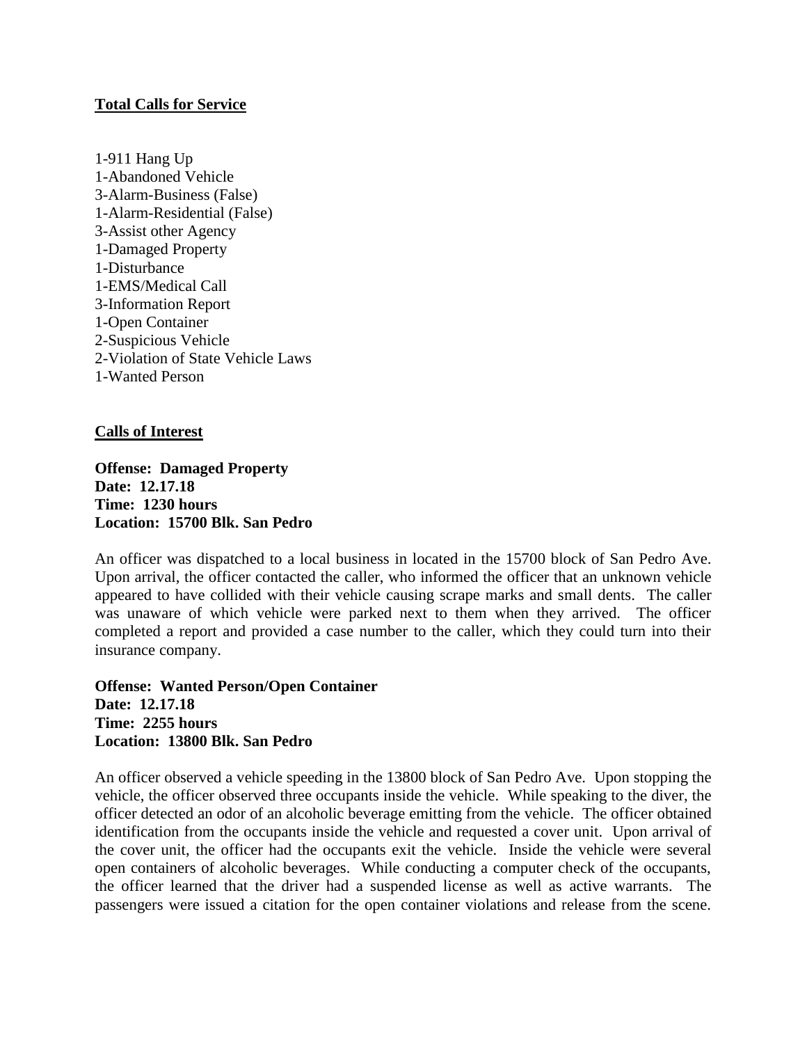**Total Calls for Service**

1-911 Hang Up
1-Abandoned Vehicle
3-Alarm-Business (False)
1-Alarm-Residential (False)
3-Assist other Agency
1-Damaged Property
1-Disturbance
1-EMS/Medical Call
3-Information Report
1-Open Container
2-Suspicious Vehicle
2-Violation of State Vehicle Laws
1-Wanted Person

**Calls of Interest**

**Offense: Damaged Property**
**Date: 12.17.18**
**Time: 1230 hours**
**Location: 15700 Blk. San Pedro**

An officer was dispatched to a local business in located in the 15700 block of San Pedro Ave. Upon arrival, the officer contacted the caller, who informed the officer that an unknown vehicle appeared to have collided with their vehicle causing scrape marks and small dents. The caller was unaware of which vehicle were parked next to them when they arrived. The officer completed a report and provided a case number to the caller, which they could turn into their insurance company.

**Offense: Wanted Person/Open Container**
**Date: 12.17.18**
**Time: 2255 hours**
**Location: 13800 Blk. San Pedro**

An officer observed a vehicle speeding in the 13800 block of San Pedro Ave. Upon stopping the vehicle, the officer observed three occupants inside the vehicle. While speaking to the diver, the officer detected an odor of an alcoholic beverage emitting from the vehicle. The officer obtained identification from the occupants inside the vehicle and requested a cover unit. Upon arrival of the cover unit, the officer had the occupants exit the vehicle. Inside the vehicle were several open containers of alcoholic beverages. While conducting a computer check of the occupants, the officer learned that the driver had a suspended license as well as active warrants. The passengers were issued a citation for the open container violations and release from the scene.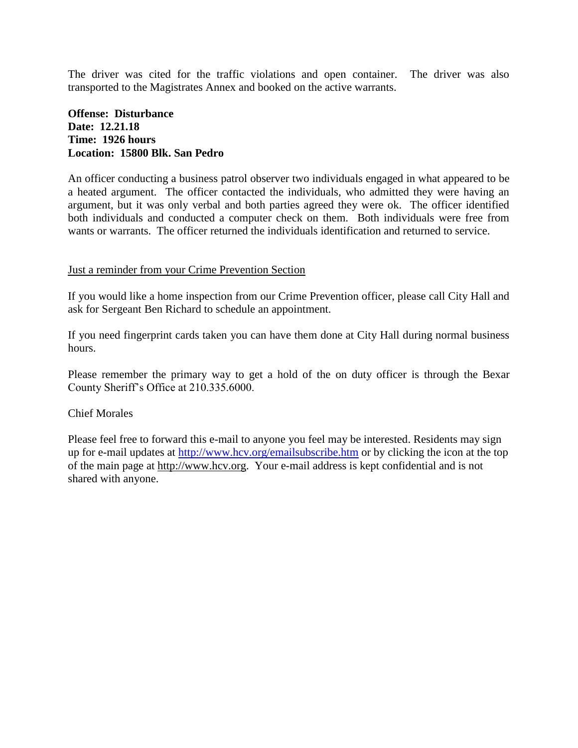The driver was cited for the traffic violations and open container. The driver was also transported to the Magistrates Annex and booked on the active warrants.

**Offense: Disturbance**
**Date: 12.21.18**
**Time: 1926 hours**
**Location: 15800 Blk. San Pedro**

An officer conducting a business patrol observer two individuals engaged in what appeared to be a heated argument. The officer contacted the individuals, who admitted they were having an argument, but it was only verbal and both parties agreed they were ok. The officer identified both individuals and conducted a computer check on them. Both individuals were free from wants or warrants. The officer returned the individuals identification and returned to service.

Just a reminder from your Crime Prevention Section

If you would like a home inspection from our Crime Prevention officer, please call City Hall and ask for Sergeant Ben Richard to schedule an appointment.

If you need fingerprint cards taken you can have them done at City Hall during normal business hours.

Please remember the primary way to get a hold of the on duty officer is through the Bexar County Sheriff's Office at 210.335.6000.

Chief Morales

Please feel free to forward this e-mail to anyone you feel may be interested. Residents may sign up for e-mail updates at http://www.hcv.org/emailsubscribe.htm or by clicking the icon at the top of the main page at http://www.hcv.org. Your e-mail address is kept confidential and is not shared with anyone.